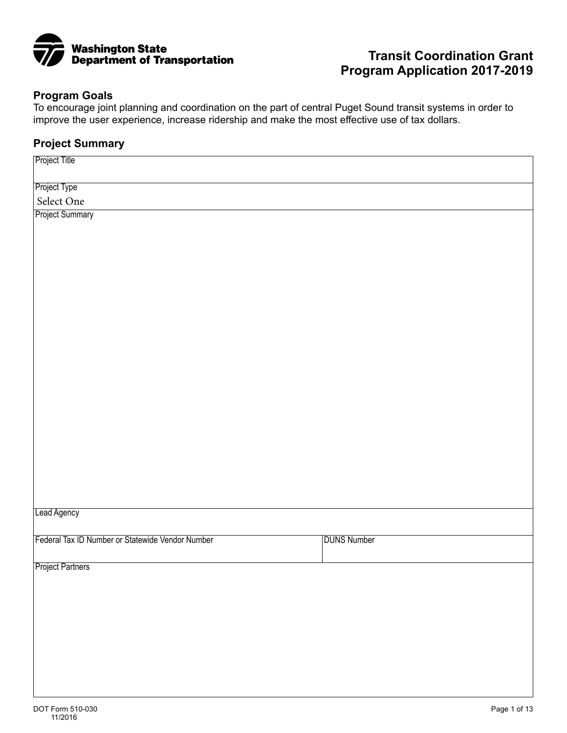Washington State Department of Transportation

# Transit Coordination Grant Program Application 2017-2019

## Program Goals

To encourage joint planning and coordination on the part of central Puget Sound transit systems in order to improve the user experience, increase ridership and make the most effective use of tax dollars.

## Project Summary

| Project Title | |
|---|---|
| Project Type<br>Select One | |
| Project Summary | |
| Lead Agency | |
| Federal Tax ID Number or Statewide Vendor Number | DUNS Number |
| Project Partners | |

DOT Form 510-030
11/2016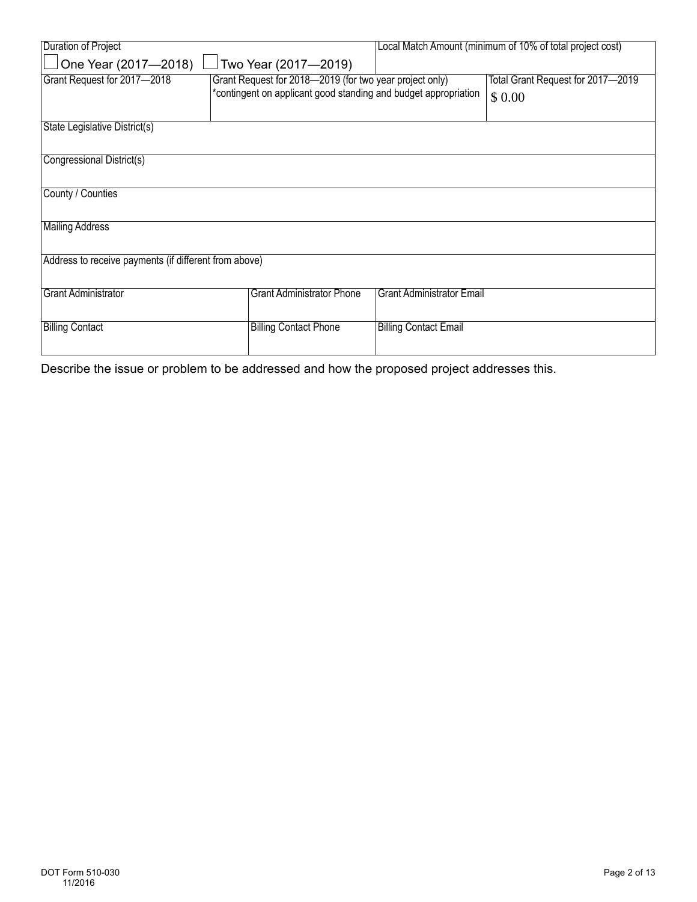| Duration of Project | | Local Match Amount (minimum of 10% of total project cost) |
|---|---|---|
| ☐ One Year (2017—2018) ☐ Two Year (2017—2019) | | |

| Grant Request for 2017—2018 | Grant Request for 2018—2019 (for two year project only) *contingent on applicant good standing and budget appropriation | Total Grant Request for 2017—2019 |
|---|---|---|
| | | $ 0.00 |

| State Legislative District(s) |
|---|
| |

| Congressional District(s) |
|---|
| |

| County / Counties |
|---|
| |

| Mailing Address |
|---|
| |

| Address to receive payments (if different from above) |
|---|
| |

| Grant Administrator | Grant Administrator Phone | Grant Administrator Email |
|---|---|---|
| | | |

| Billing Contact | Billing Contact Phone | Billing Contact Email |
|---|---|---|
| | | |

Describe the issue or problem to be addressed and how the proposed project addresses this.

DOT Form 510-030
11/2016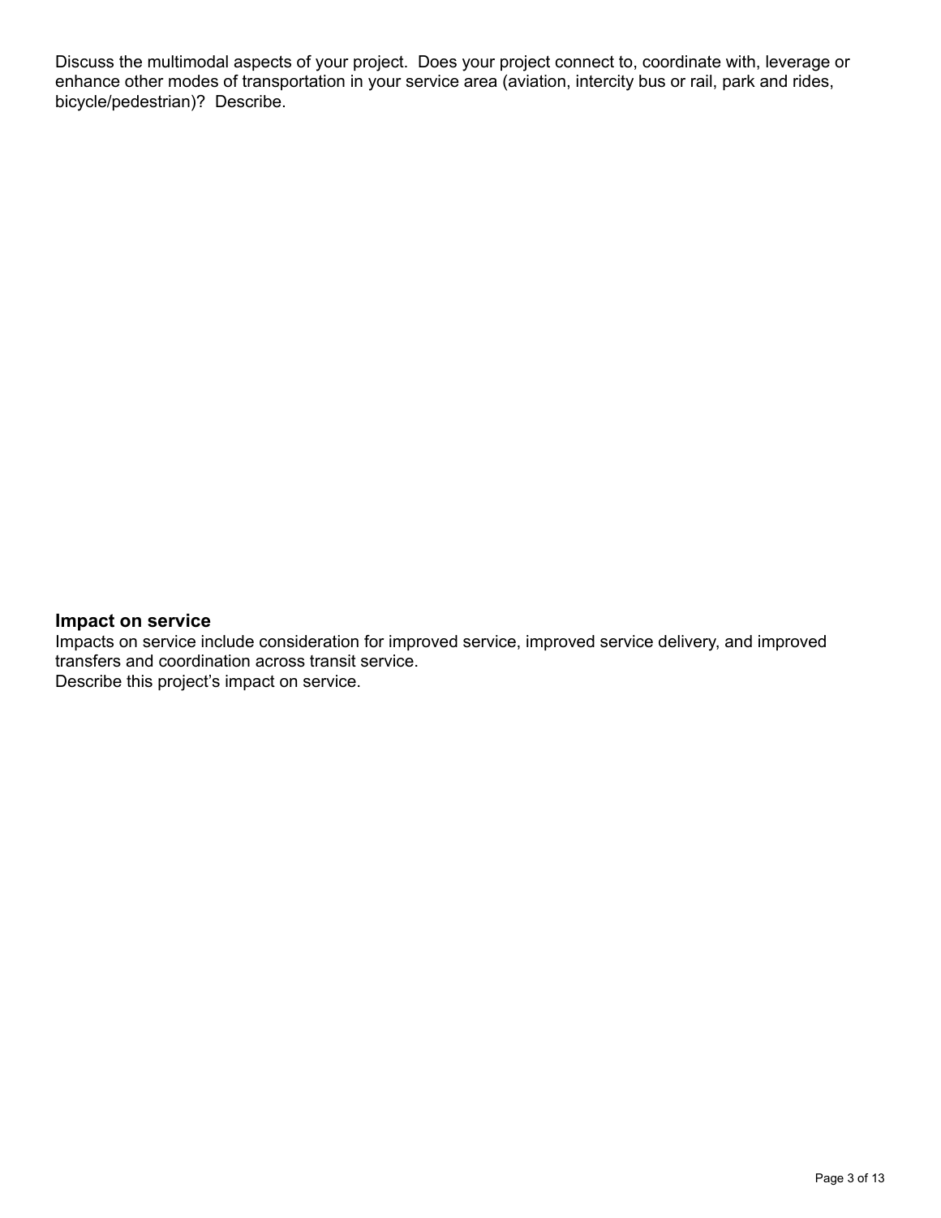Discuss the multimodal aspects of your project. Does your project connect to, coordinate with, leverage or enhance other modes of transportation in your service area (aviation, intercity bus or rail, park and rides, bicycle/pedestrian)? Describe.

### Impact on service

Impacts on service include consideration for improved service, improved service delivery, and improved transfers and coordination across transit service.
Describe this project's impact on service.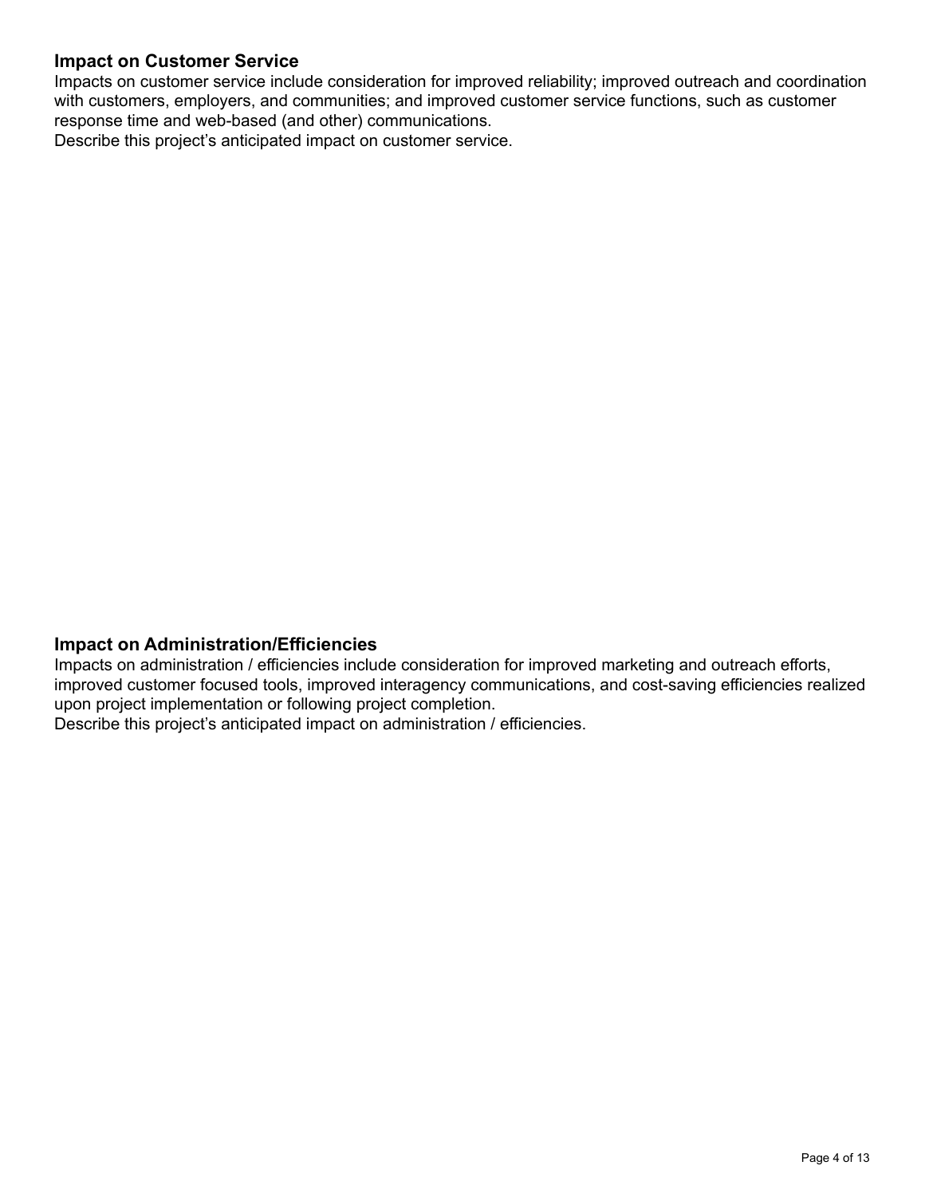## Impact on Customer Service

Impacts on customer service include consideration for improved reliability; improved outreach and coordination with customers, employers, and communities; and improved customer service functions, such as customer response time and web-based (and other) communications.

Describe this project's anticipated impact on customer service.

## Impact on Administration/Efficiencies

Impacts on administration / efficiencies include consideration for improved marketing and outreach efforts, improved customer focused tools, improved interagency communications, and cost-saving efficiencies realized upon project implementation or following project completion.

Describe this project's anticipated impact on administration / efficiencies.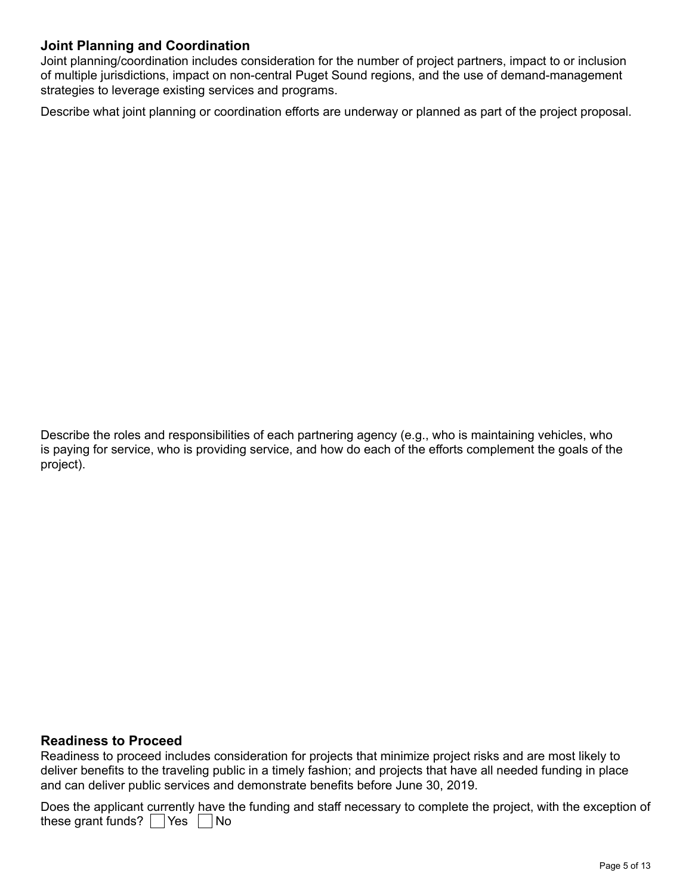### Joint Planning and Coordination

Joint planning/coordination includes consideration for the number of project partners, impact to or inclusion of multiple jurisdictions, impact on non-central Puget Sound regions, and the use of demand-management strategies to leverage existing services and programs.

Describe what joint planning or coordination efforts are underway or planned as part of the project proposal.

Describe the roles and responsibilities of each partnering agency (e.g., who is maintaining vehicles, who is paying for service, who is providing service, and how do each of the efforts complement the goals of the project).

### Readiness to Proceed

Readiness to proceed includes consideration for projects that minimize project risks and are most likely to deliver benefits to the traveling public in a timely fashion; and projects that have all needed funding in place and can deliver public services and demonstrate benefits before June 30, 2019.

Does the applicant currently have the funding and staff necessary to complete the project, with the exception of these grant funds? ☐ Yes ☐ No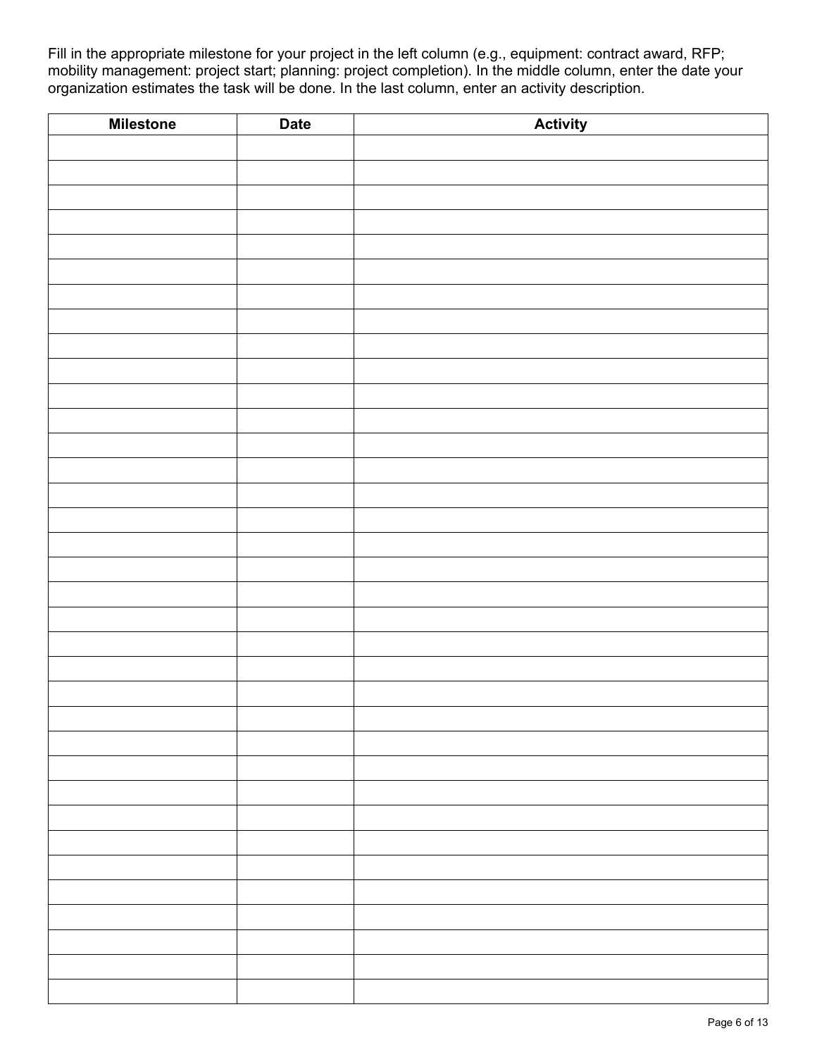Fill in the appropriate milestone for your project in the left column (e.g., equipment: contract award, RFP; mobility management: project start; planning: project completion). In the middle column, enter the date your organization estimates the task will be done. In the last column, enter an activity description.

| Milestone | Date | Activity |
| --- | --- | --- |
| | | |
| | | |
| | | |
| | | |
| | | |
| | | |
| | | |
| | | |
| | | |
| | | |
| | | |
| | | |
| | | |
| | | |
| | | |
| | | |
| | | |
| | | |
| | | |
| | | |
| | | |
| | | |
| | | |
| | | |
| | | |
| | | |
| | | |
| | | |
| | | |
| | | |
| | | |
| | | |
| | | |
| | | |
| | | |
| | | |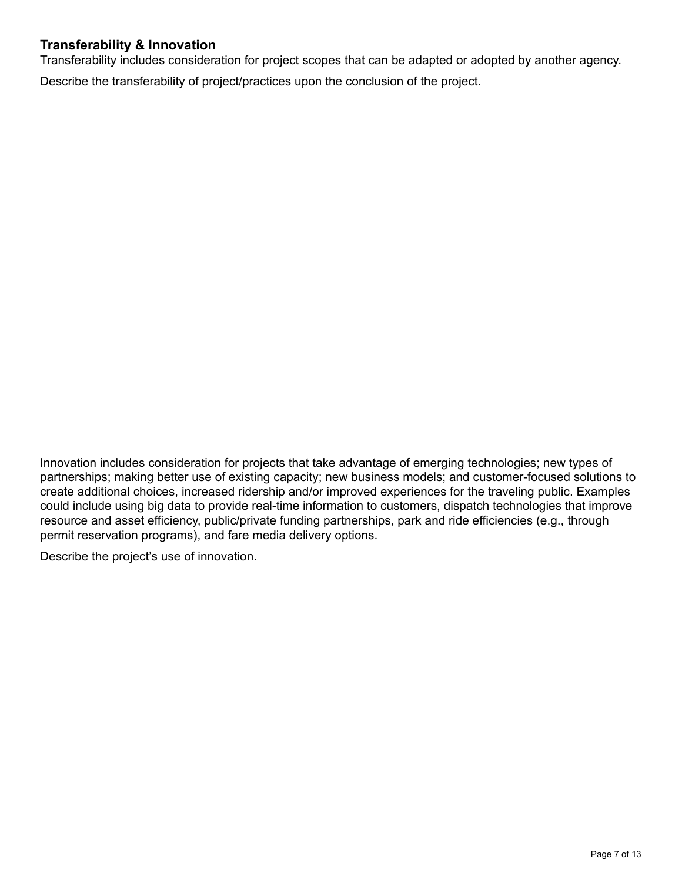### Transferability & Innovation

Transferability includes consideration for project scopes that can be adapted or adopted by another agency.

Describe the transferability of project/practices upon the conclusion of the project.

Innovation includes consideration for projects that take advantage of emerging technologies; new types of partnerships; making better use of existing capacity; new business models; and customer-focused solutions to create additional choices, increased ridership and/or improved experiences for the traveling public. Examples could include using big data to provide real-time information to customers, dispatch technologies that improve resource and asset efficiency, public/private funding partnerships, park and ride efficiencies (e.g., through permit reservation programs), and fare media delivery options.

Describe the project's use of innovation.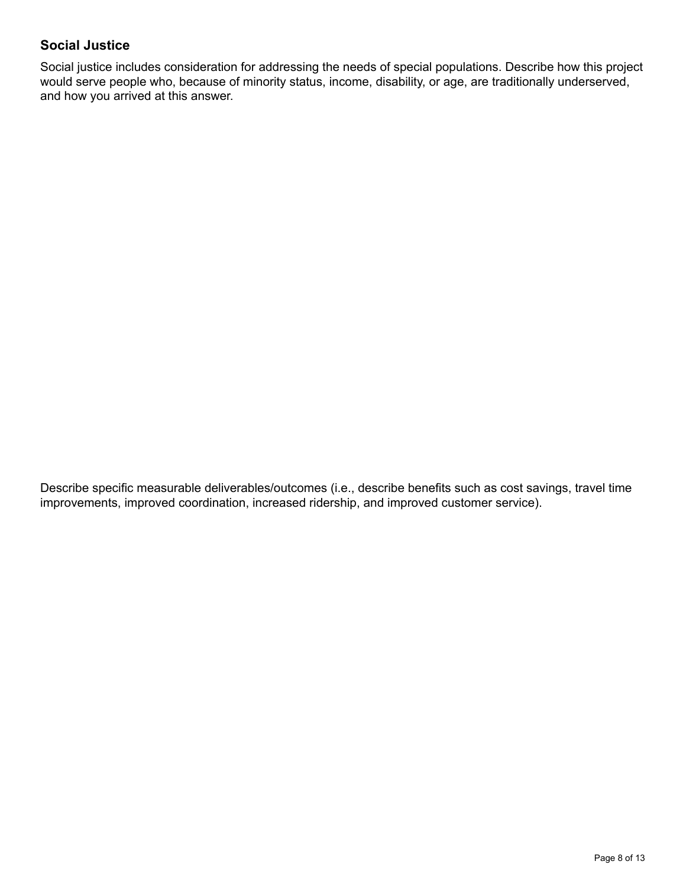## Social Justice

Social justice includes consideration for addressing the needs of special populations. Describe how this project would serve people who, because of minority status, income, disability, or age, are traditionally underserved, and how you arrived at this answer.

Describe specific measurable deliverables/outcomes (i.e., describe benefits such as cost savings, travel time improvements, improved coordination, increased ridership, and improved customer service).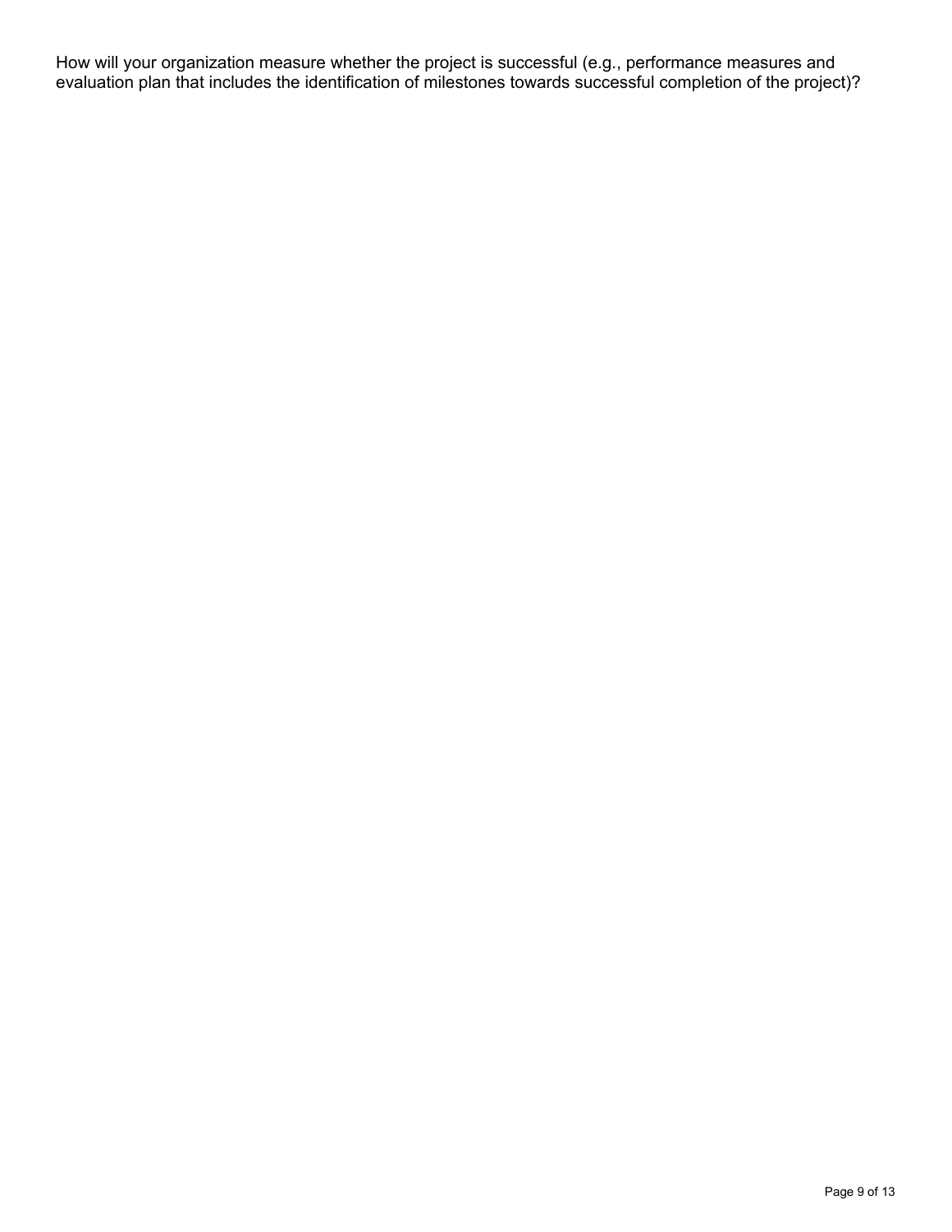How will your organization measure whether the project is successful (e.g., performance measures and evaluation plan that includes the identification of milestones towards successful completion of the project)?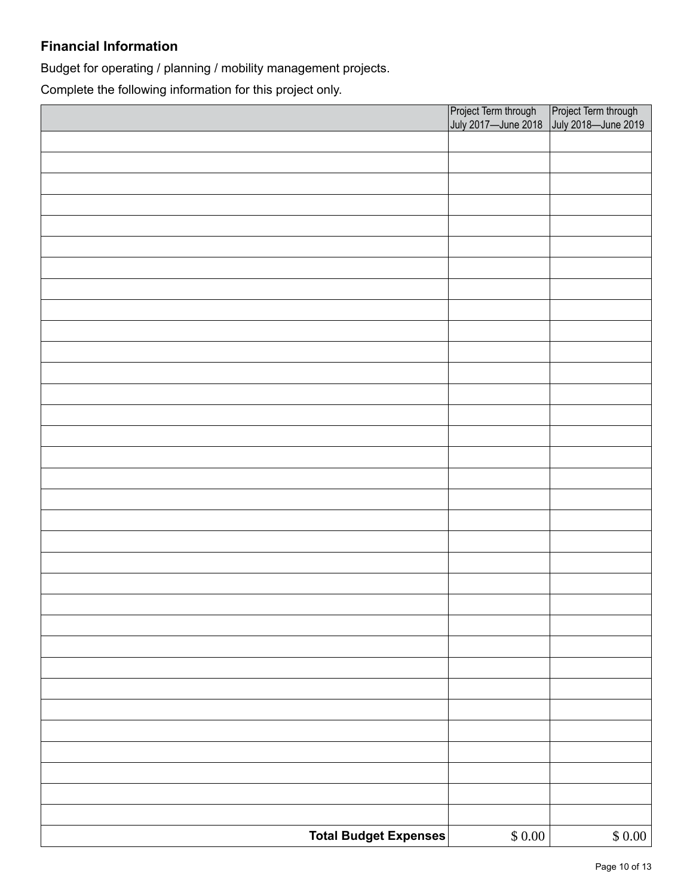### Financial Information

Budget for operating / planning / mobility management projects.

Complete the following information for this project only.

| | Project Term through July 2017—June 2018 | Project Term through July 2018—June 2019 |
|---|---|---|
| | | |
| | | |
| | | |
| | | |
| | | |
| | | |
| | | |
| | | |
| | | |
| | | |
| | | |
| | | |
| | | |
| | | |
| | | |
| | | |
| | | |
| | | |
| | | |
| | | |
| | | |
| | | |
| | | |
| | | |
| | | |
| | | |
| | | |
| | | |
| | | |
| | | |
| | | |
| | | |
| | | |
| **Total Budget Expenses** | $ 0.00 | $ 0.00 |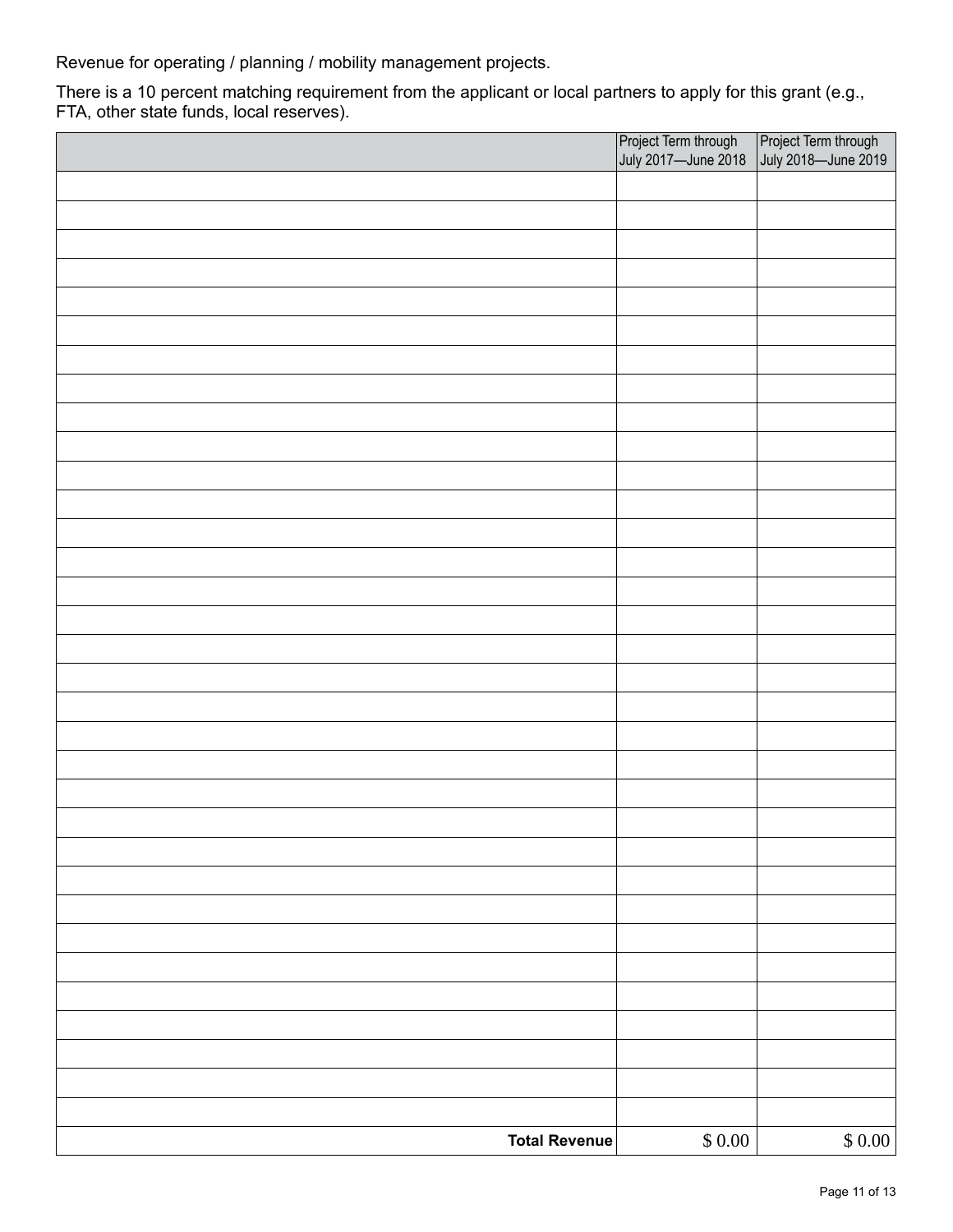Revenue for operating / planning / mobility management projects.

There is a 10 percent matching requirement from the applicant or local partners to apply for this grant (e.g., FTA, other state funds, local reserves).

| | Project Term through July 2017—June 2018 | Project Term through July 2018—June 2019 |
|---|---|---|
| | | |
| | | |
| | | |
| | | |
| | | |
| | | |
| | | |
| | | |
| | | |
| | | |
| | | |
| | | |
| | | |
| | | |
| | | |
| | | |
| | | |
| | | |
| | | |
| | | |
| | | |
| | | |
| | | |
| | | |
| | | |
| | | |
| | | |
| | | |
| | | |
| | | |
| | | |
| | | |
| | | |
| **Total Revenue** | $ 0.00 | $ 0.00 |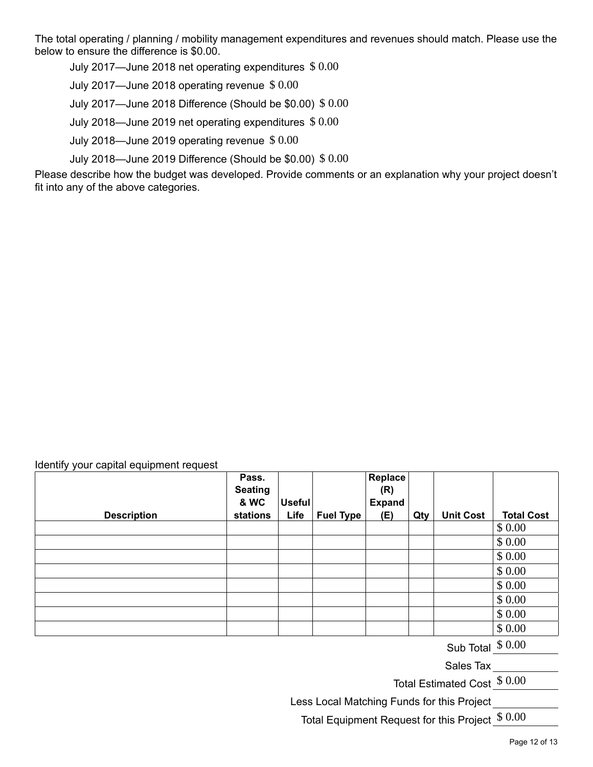The total operating / planning / mobility management expenditures and revenues should match. Please use the below to ensure the difference is $0.00.

July 2017—June 2018 net operating expenditures $ 0.00

July 2017—June 2018 operating revenue $ 0.00

July 2017—June 2018 Difference (Should be $0.00) $ 0.00

July 2018—June 2019 net operating expenditures $ 0.00

July 2018—June 2019 operating revenue $ 0.00

July 2018—June 2019 Difference (Should be $0.00) $ 0.00

Please describe how the budget was developed. Provide comments or an explanation why your project doesn't fit into any of the above categories.

Identify your capital equipment request

| Description | Pass. Seating & WC stations | Useful Life | Fuel Type | Replace (R) Expand (E) | Qty | Unit Cost | Total Cost |
|---|---|---|---|---|---|---|---|
| | | | | | | | $ 0.00 |
| | | | | | | | $ 0.00 |
| | | | | | | | $ 0.00 |
| | | | | | | | $ 0.00 |
| | | | | | | | $ 0.00 |
| | | | | | | | $ 0.00 |
| | | | | | | | $ 0.00 |
| | | | | | | | $ 0.00 |

Sub Total $ 0.00

Sales Tax

Total Estimated Cost $ 0.00

Less Local Matching Funds for this Project

Total Equipment Request for this Project $ 0.00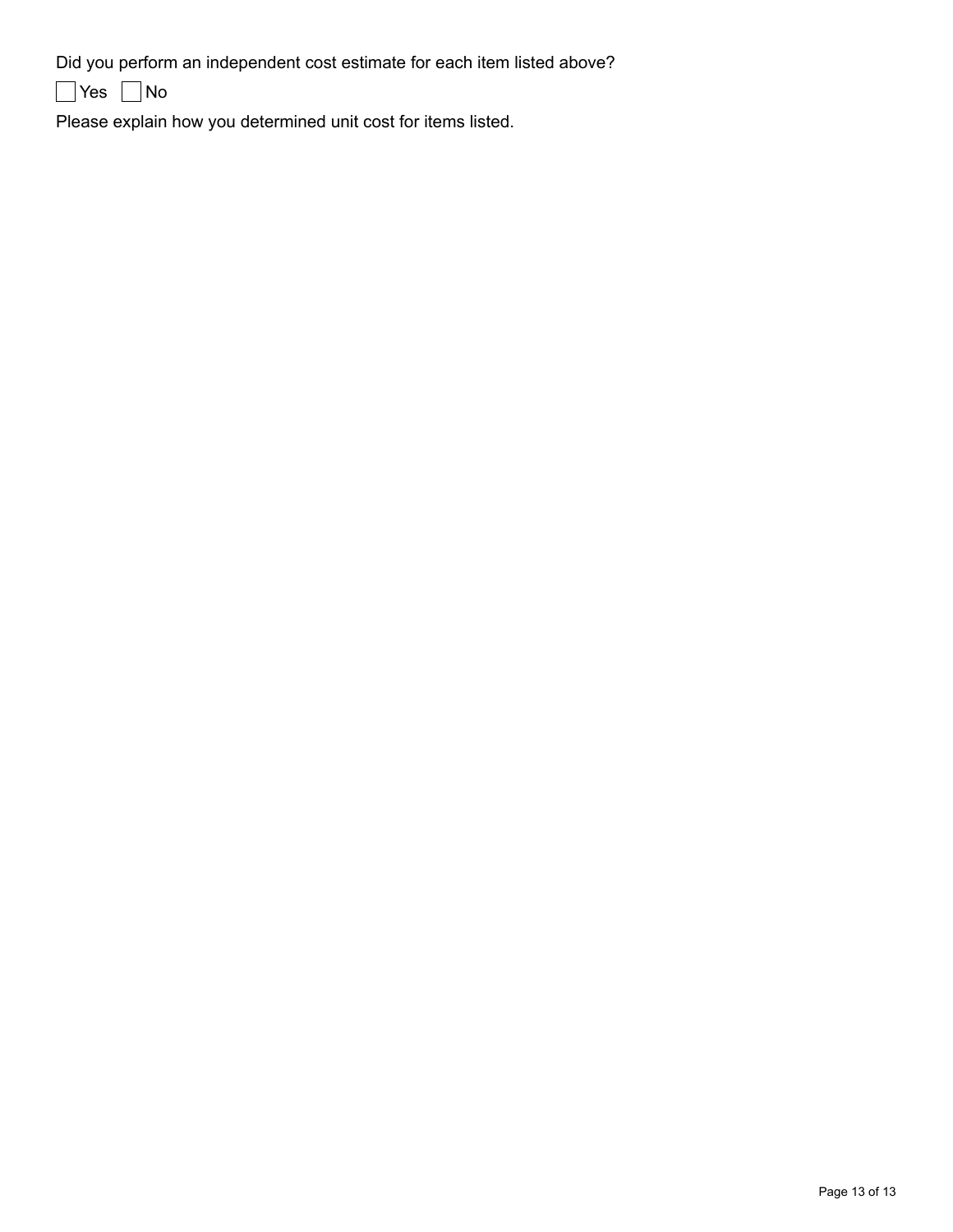Did you perform an independent cost estimate for each item listed above?

☐ Yes ☐ No

Please explain how you determined unit cost for items listed.